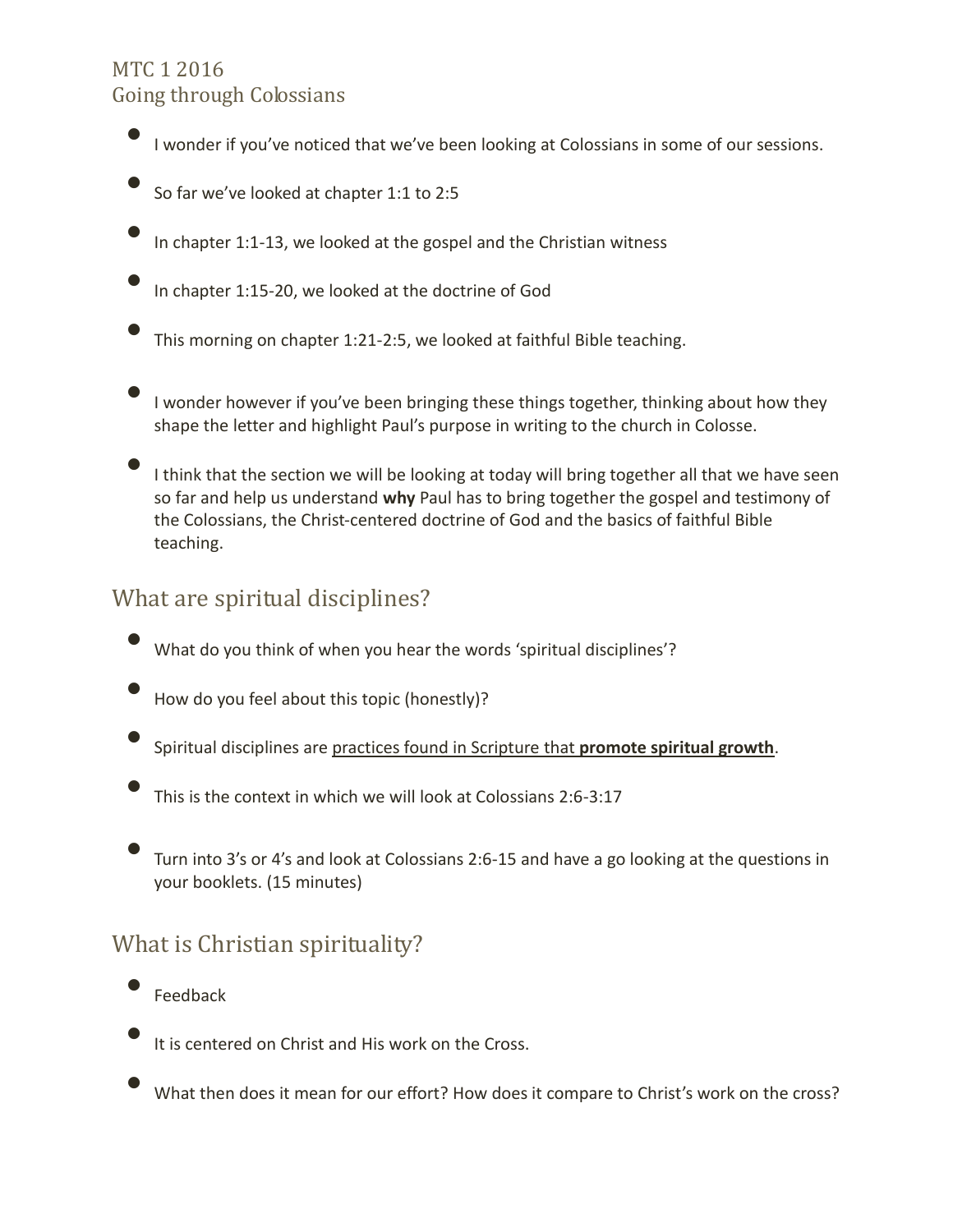# MTC 1 2016

# Going through Colossians

- I wonder if you've noticed that we've been looking at Colossians in some of our sessions.
- So far we've looked at chapter 1:1 to 2:5
- In chapter 1:1-13, we looked at the gospel and the Christian witness
- In chapter 1:15-20, we looked at the doctrine of God
- This morning on chapter 1:21-2:5, we looked at faithful Bible teaching.
- I wonder however if you've been bringing these things together, thinking about how they shape the letter and highlight Paul's purpose in writing to the church in Colosse.
- I think that the section we will be looking at today will bring together all that we have seen so far and help us understand **why** Paul has to bring together the gospel and testimony of the Colossians, the Christ-centered doctrine of God and the basics of faithful Bible teaching.

## What are spiritual disciplines?

- What do you think of when you hear the words 'spiritual disciplines'?
- How do you feel about this topic (honestly)?
- Spiritual disciplines are <u>practices found in Scripture that **promote spiritual growth**</u>.
- This is the context in which we will look at Colossians 2:6-3:17
- Turn into 3's or 4's and look at Colossians 2:6-15 and have a go looking at the questions in your booklets. (15 minutes)

## What is Christian spirituality?

- Feedback
- It is centered on Christ and His work on the Cross.
- What then does it mean for our effort? How does it compare to Christ's work on the cross?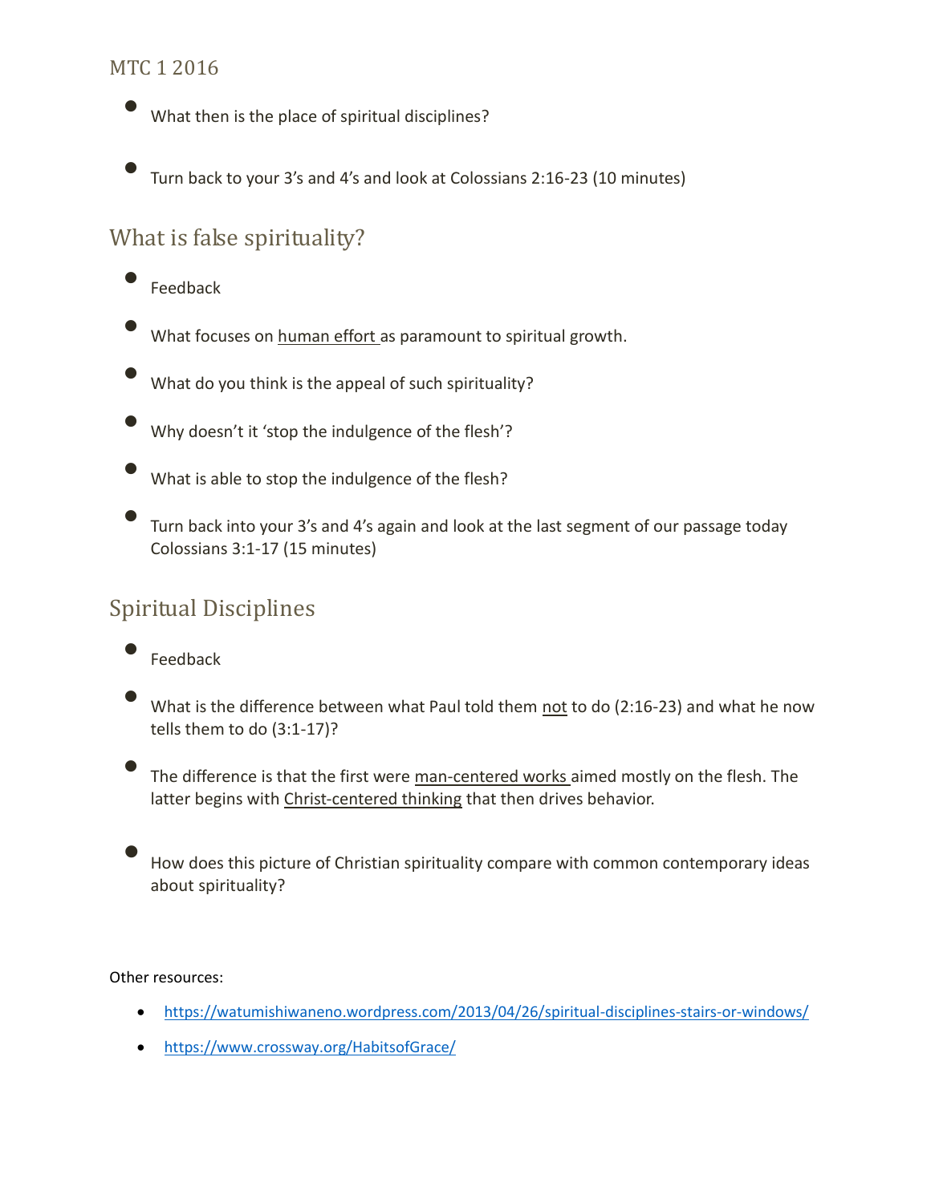MTC 1 2016

- What then is the place of spiritual disciplines?
- Turn back to your 3's and 4's and look at Colossians 2:16-23 (10 minutes)

## What is false spirituality?

- Feedback
- What focuses on <u>human effort</u> as paramount to spiritual growth.
- What do you think is the appeal of such spirituality?
- Why doesn't it 'stop the indulgence of the flesh'?
- What is able to stop the indulgence of the flesh?
- Turn back into your 3's and 4's again and look at the last segment of our passage today Colossians 3:1-17 (15 minutes)

## Spiritual Disciplines

- Feedback
- What is the difference between what Paul told them <u>not</u> to do (2:16-23) and what he now tells them to do (3:1-17)?
- The difference is that the first were <u>man-centered works</u> aimed mostly on the flesh. The latter begins with <u>Christ-centered thinking</u> that then drives behavior.
- How does this picture of Christian spirituality compare with common contemporary ideas about spirituality?

Other resources:

- https://watumishiwaneno.wordpress.com/2013/04/26/spiritual-disciplines-stairs-or-windows/
- https://www.crossway.org/HabitsofGrace/